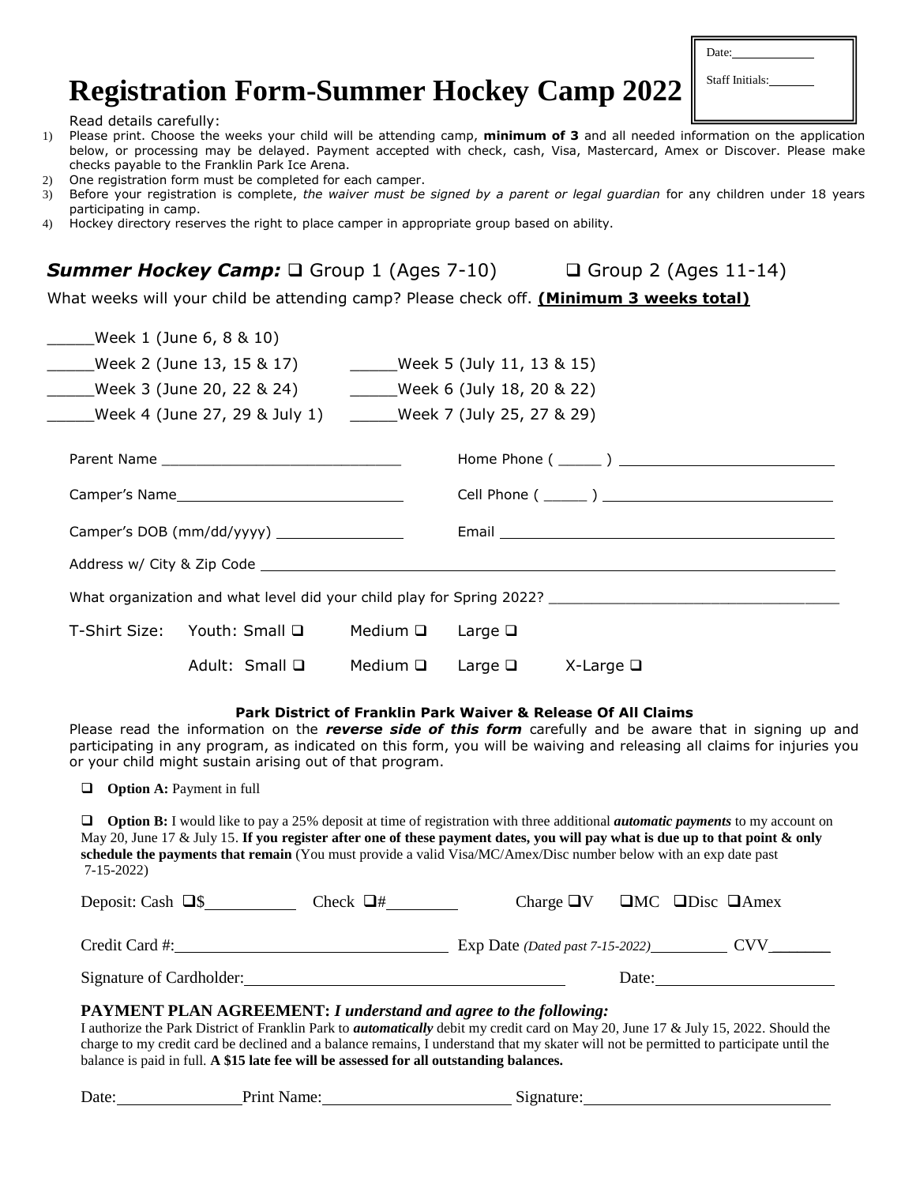Date:\_\_\_\_\_\_\_\_\_\_

Staff Initials:\_\_\_\_\_\_

# Registration Form-Summer Hockey Camp 2022

Read details carefully:

1) Please print. Choose the weeks your child will be attending camp, **minimum of 3** and all needed information on the application below, or processing may be delayed. Payment accepted with check, cash, Visa, Mastercard, Amex or Discover. Please make checks payable to the Franklin Park Ice Arena.
2) One registration form must be completed for each camper.
3) Before your registration is complete, *the waiver must be signed by a parent or legal guardian* for any children under 18 years participating in camp.
4) Hockey directory reserves the right to place camper in appropriate group based on ability.

***Summer Hockey Camp:*** ❑ Group 1 (Ages 7-10) ❑ Group 2 (Ages 11-14)

What weeks will your child be attending camp? Please check off. **(Minimum 3 weeks total)**

_____Week 1 (June 6, 8 & 10)

_____Week 2 (June 13, 15 & 17) _____Week 5 (July 11, 13 & 15)

_____Week 3 (June 20, 22 & 24) _____Week 6 (July 18, 20 & 22)

_____Week 4 (June 27, 29 & July 1) _____Week 7 (July 25, 27 & 29)

Parent Name ____________________________ Home Phone ( _____ ) ________________________

Camper's Name__________________________ Cell Phone ( _____ ) ________________________

Camper's DOB (mm/dd/yyyy) _______________ Email ______________________________________

Address w/ City & Zip Code ________________________________________________________________

What organization and what level did your child play for Spring 2022? ______________________________

T-Shirt Size: Youth: Small ❑ Medium ❑ Large ❑

Adult: Small ❑ Medium ❑ Large ❑ X-Large ❑

**Park District of Franklin Park Waiver & Release Of All Claims**

Please read the information on the ***reverse side of this form*** carefully and be aware that in signing up and participating in any program, as indicated on this form, you will be waiving and releasing all claims for injuries you or your child might sustain arising out of that program.

❑ **Option A:** Payment in full

❑ **Option B:** I would like to pay a 25% deposit at time of registration with three additional ***automatic payments*** to my account on May 20, June 17 & July 15. **If you register after one of these payment dates, you will pay what is due up to that point & only schedule the payments that remain** (You must provide a valid Visa/MC/Amex/Disc number below with an exp date past 7-15-2022)

Deposit: Cash ❑$__________ Check ❑#________ Charge ❑V ❑MC ❑Disc ❑Amex

Credit Card #:______________________________ Exp Date *(Dated past 7-15-2022)*_________ CVV_______

Signature of Cardholder:__________________________________ Date:____________________

**PAYMENT PLAN AGREEMENT:** ***I understand and agree to the following:***

I authorize the Park District of Franklin Park to ***automatically*** debit my credit card on May 20, June 17 & July 15, 2022. Should the charge to my credit card be declined and a balance remains, I understand that my skater will not be permitted to participate until the balance is paid in full. **A $15 late fee will be assessed for all outstanding balances.**

Date:______________ Print Name:______________________ Signature:____________________________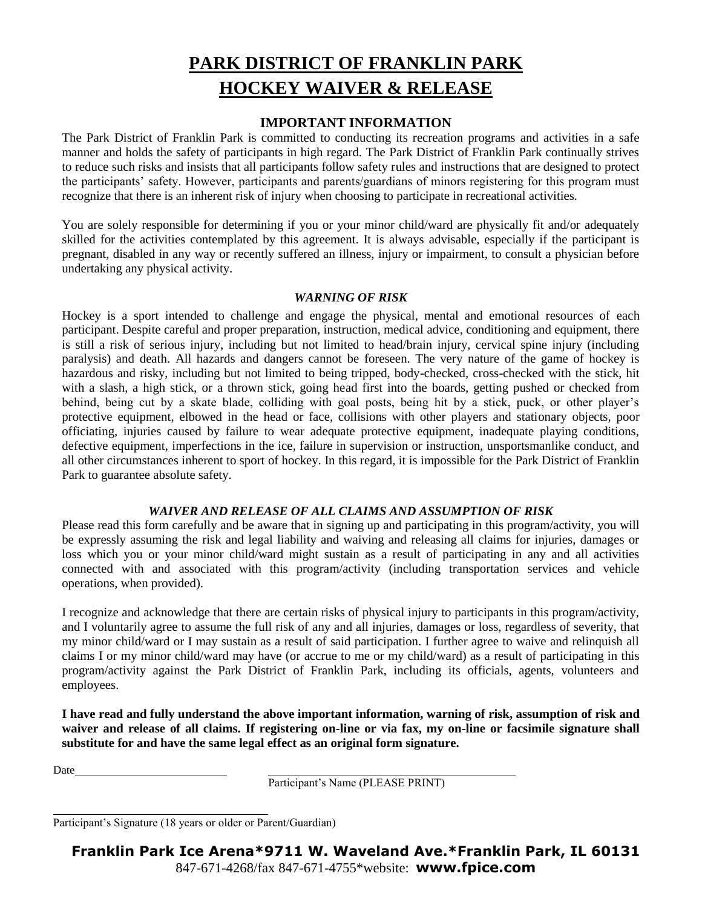# PARK DISTRICT OF FRANKLIN PARK
# HOCKEY WAIVER & RELEASE

### IMPORTANT INFORMATION

The Park District of Franklin Park is committed to conducting its recreation programs and activities in a safe manner and holds the safety of participants in high regard. The Park District of Franklin Park continually strives to reduce such risks and insists that all participants follow safety rules and instructions that are designed to protect the participants' safety. However, participants and parents/guardians of minors registering for this program must recognize that there is an inherent risk of injury when choosing to participate in recreational activities.

You are solely responsible for determining if you or your minor child/ward are physically fit and/or adequately skilled for the activities contemplated by this agreement. It is always advisable, especially if the participant is pregnant, disabled in any way or recently suffered an illness, injury or impairment, to consult a physician before undertaking any physical activity.

### *WARNING OF RISK*

Hockey is a sport intended to challenge and engage the physical, mental and emotional resources of each participant. Despite careful and proper preparation, instruction, medical advice, conditioning and equipment, there is still a risk of serious injury, including but not limited to head/brain injury, cervical spine injury (including paralysis) and death. All hazards and dangers cannot be foreseen. The very nature of the game of hockey is hazardous and risky, including but not limited to being tripped, body-checked, cross-checked with the stick, hit with a slash, a high stick, or a thrown stick, going head first into the boards, getting pushed or checked from behind, being cut by a skate blade, colliding with goal posts, being hit by a stick, puck, or other player's protective equipment, elbowed in the head or face, collisions with other players and stationary objects, poor officiating, injuries caused by failure to wear adequate protective equipment, inadequate playing conditions, defective equipment, imperfections in the ice, failure in supervision or instruction, unsportsmanlike conduct, and all other circumstances inherent to sport of hockey. In this regard, it is impossible for the Park District of Franklin Park to guarantee absolute safety.

### *WAIVER AND RELEASE OF ALL CLAIMS AND ASSUMPTION OF RISK*

Please read this form carefully and be aware that in signing up and participating in this program/activity, you will be expressly assuming the risk and legal liability and waiving and releasing all claims for injuries, damages or loss which you or your minor child/ward might sustain as a result of participating in any and all activities connected with and associated with this program/activity (including transportation services and vehicle operations, when provided).

I recognize and acknowledge that there are certain risks of physical injury to participants in this program/activity, and I voluntarily agree to assume the full risk of any and all injuries, damages or loss, regardless of severity, that my minor child/ward or I may sustain as a result of said participation. I further agree to waive and relinquish all claims I or my minor child/ward may have (or accrue to me or my child/ward) as a result of participating in this program/activity against the Park District of Franklin Park, including its officials, agents, volunteers and employees.

**I have read and fully understand the above important information, warning of risk, assumption of risk and waiver and release of all claims. If registering on-line or via fax, my on-line or facsimile signature shall substitute for and have the same legal effect as an original form signature.**

Date\_\_\_\_\_\_\_\_\_\_\_\_\_\_\_\_\_\_\_\_\_\_\_\_\_\_

\_\_\_\_\_\_\_\_\_\_\_\_\_\_\_\_\_\_\_\_\_\_\_\_\_\_\_\_\_\_\_\_\_\_\_\_\_\_\_\_
Participant's Name (PLEASE PRINT)

\_\_\_\_\_\_\_\_\_\_\_\_\_\_\_\_\_\_\_\_\_\_\_\_\_\_\_\_\_\_\_\_\_\_\_\_\_\_\_\_
Participant's Signature (18 years or older or Parent/Guardian)

**Franklin Park Ice Arena*9711 W. Waveland Ave.*Franklin Park, IL 60131**
847-671-4268/fax 847-671-4755*website: **www.fpice.com**